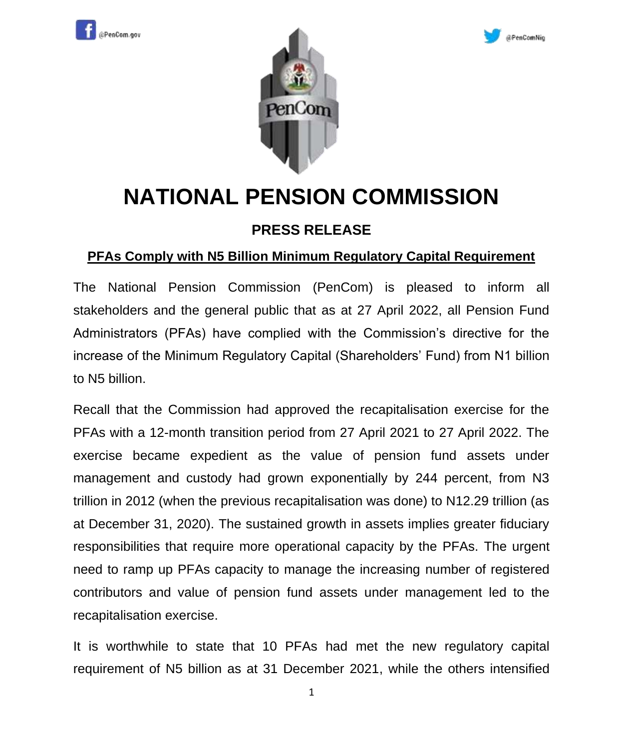# NATIONAL PENSION COMMISSION

## PRESS RELEASE

### PFAs Comply with N5 Billion Minimum Regulatory Capital Requirement

The National Pension Commission (PenCom) is pleased to inform all stakeholders and the general public that as at 27 April 2022, all Pension Fund Administrators (PFAs) have complied with the Commission's directive for the increase of the Minimum Regulatory Capital (Shareholders' Fund) from N1 billion to N5 billion.

Recall that the Commission had approved the recapitalisation exercise for the PFAs with a 12-month transition period from 27 April 2021 to 27 April 2022. The exercise became expedient as the value of pension fund assets under management and custody had grown exponentially by 244 percent, from N3 trillion in 2012 (when the previous recapitalisation was done) to N12.29 trillion (as at December 31, 2020). The sustained growth in assets implies greater fiduciary responsibilities that require more operational capacity by the PFAs. The urgent need to ramp up PFAs capacity to manage the increasing number of registered contributors and value of pension fund assets under management led to the recapitalisation exercise.

It is worthwhile to state that 10 PFAs had met the new regulatory capital requirement of N5 billion as at 31 December 2021, while the others intensified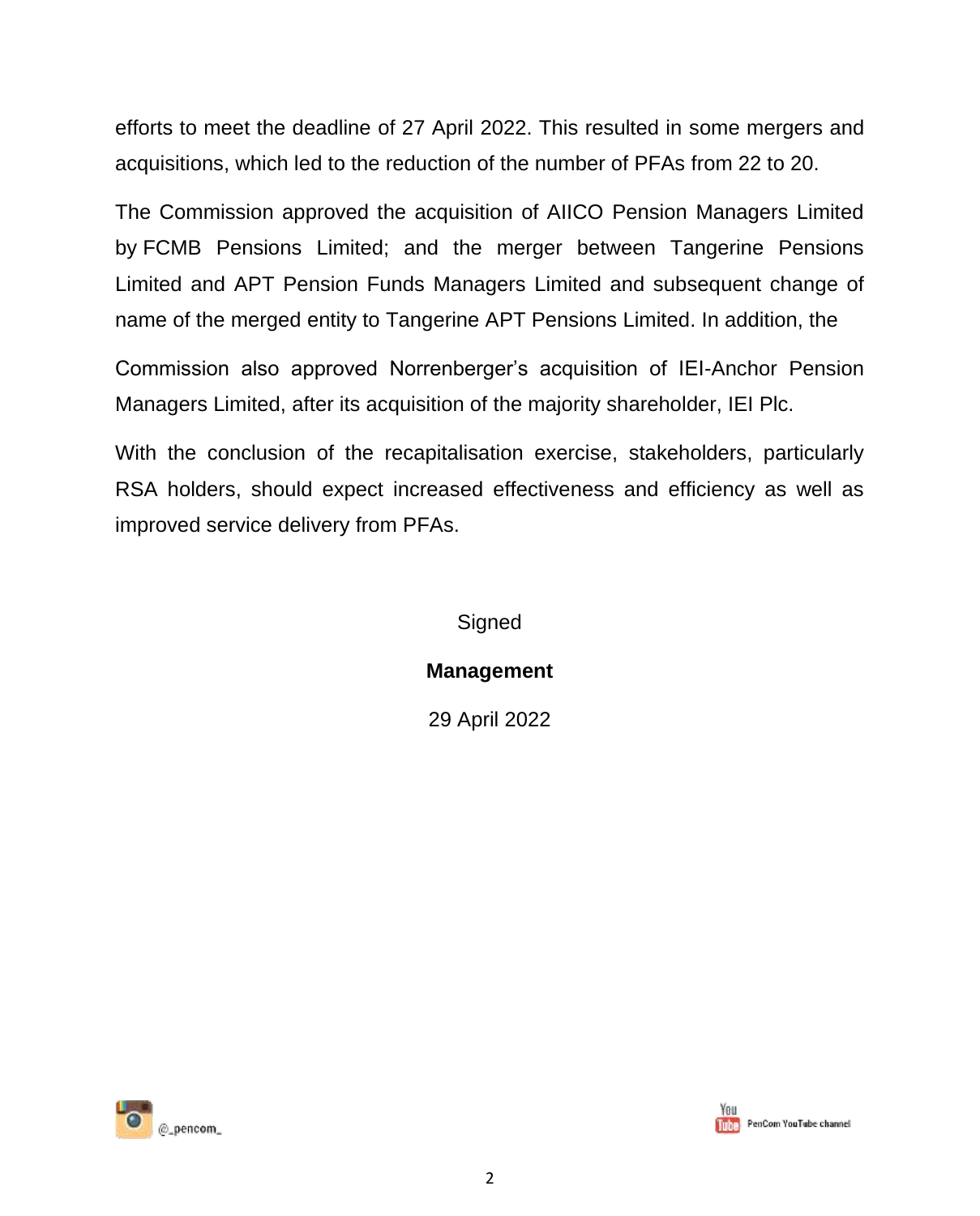efforts to meet the deadline of 27 April 2022. This resulted in some mergers and acquisitions, which led to the reduction of the number of PFAs from 22 to 20.

The Commission approved the acquisition of AIICO Pension Managers Limited by FCMB Pensions Limited; and the merger between Tangerine Pensions Limited and APT Pension Funds Managers Limited and subsequent change of name of the merged entity to Tangerine APT Pensions Limited. In addition, the

Commission also approved Norrenberger's acquisition of IEI-Anchor Pension Managers Limited, after its acquisition of the majority shareholder, IEI Plc.

With the conclusion of the recapitalisation exercise, stakeholders, particularly RSA holders, should expect increased effectiveness and efficiency as well as improved service delivery from PFAs.

Signed

**Management**

29 April 2022

@_pencom_

PenCom YouTube channel